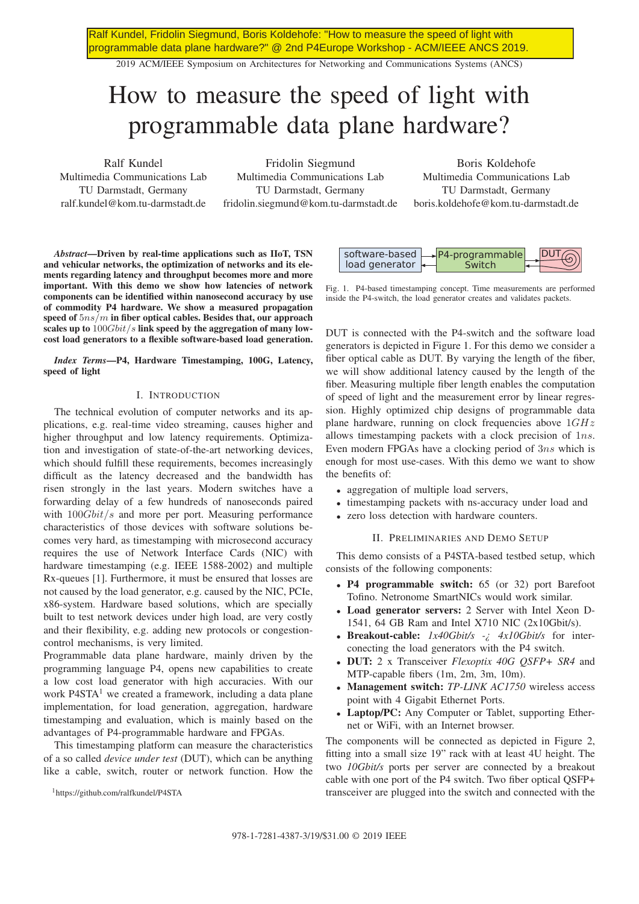Ralf Kundel, Fridolin Siegmund, Boris Koldehofe: "How to measure the speed of light with programmable data plane hardware?" @ 2nd P4Europe Workshop - ACM/IEEE ANCS 2019.

2019 ACM/IEEE Symposium on Architectures for Networking and Communications Systems (ANCS)

# How to measure the speed of light with programmable data plane hardware?

Ralf Kundel
Multimedia Communications Lab
TU Darmstadt, Germany
ralf.kundel@kom.tu-darmstadt.de

Fridolin Siegmund
Multimedia Communications Lab
TU Darmstadt, Germany
fridolin.siegmund@kom.tu-darmstadt.de

Boris Koldehofe
Multimedia Communications Lab
TU Darmstadt, Germany
boris.koldehofe@kom.tu-darmstadt.de

***Abstract*—Driven by real-time applications such as IIoT, TSN and vehicular networks, the optimization of networks and its elements regarding latency and throughput becomes more and more important. With this demo we show how latencies of network components can be identified within nanosecond accuracy by use of commodity P4 hardware. We show a measured propagation speed of $5ns/m$ in fiber optical cables. Besides that, our approach scales up to $100Gbit/s$ link speed by the aggregation of many low-cost load generators to a flexible software-based load generation.**

***Index Terms*—P4, Hardware Timestamping, 100G, Latency, speed of light**

## I. Introduction

The technical evolution of computer networks and its applications, e.g. real-time video streaming, causes higher and higher throughput and low latency requirements. Optimization and investigation of state-of-the-art networking devices, which should fulfill these requirements, becomes increasingly difficult as the latency decreased and the bandwidth has risen strongly in the last years. Modern switches have a forwarding delay of a few hundreds of nanoseconds paired with $100Gbit/s$ and more per port. Measuring performance characteristics of those devices with software solutions becomes very hard, as timestamping with microsecond accuracy requires the use of Network Interface Cards (NIC) with hardware timestamping (e.g. IEEE 1588-2002) and multiple Rx-queues [1]. Furthermore, it must be ensured that losses are not caused by the load generator, e.g. caused by the NIC, PCIe, x86-system. Hardware based solutions, which are specially built to test network devices under high load, are very costly and their flexibility, e.g. adding new protocols or congestion-control mechanisms, is very limited.

Programmable data plane hardware, mainly driven by the programming language P4, opens new capabilities to create a low cost load generator with high accuracies. With our work P4STA[1] we created a framework, including a data plane implementation, for load generation, aggregation, hardware timestamping and evaluation, which is mainly based on the advantages of P4-programmable hardware and FPGAs.

This timestamping platform can measure the characteristics of a so called *device under test* (DUT), which can be anything like a cable, switch, router or network function. How the DUT is connected with the P4-switch and the software load generators is depicted in Figure 1. For this demo we consider a fiber optical cable as DUT. By varying the length of the fiber, we will show additional latency caused by the length of the fiber. Measuring multiple fiber length enables the computation of speed of light and the measurement error by linear regression. Highly optimized chip designs of programmable data plane hardware, running on clock frequencies above $1GHz$ allows timestamping packets with a clock precision of $1ns$. Even modern FPGAs have a clocking period of $3ns$ which is enough for most use-cases. With this demo we want to show the benefits of:

- aggregation of multiple load servers,
- timestamping packets with ns-accuracy under load and
- zero loss detection with hardware counters.

[1]https://github.com/ralfkundel/P4STA

software-based load generator ⇄ P4-programmable Switch ⇄ DUT

Fig. 1. P4-based timestamping concept. Time measurements are performed inside the P4-switch, the load generator creates and validates packets.

## II. Preliminaries and Demo Setup

This demo consists of a P4STA-based testbed setup, which consists of the following components:

- **P4 programmable switch:** 65 (or 32) port Barefoot Tofino. Netronome SmartNICs would work similar.
- **Load generator servers:** 2 Server with Intel Xeon D-1541, 64 GB Ram and Intel X710 NIC (2x10Gbit/s).
- **Breakout-cable:** *1x40Gbit/s -¿ 4x10Gbit/s* for interconecting the load generators with the P4 switch.
- **DUT:** 2 x Transceiver *Flexoptix 40G QSFP+ SR4* and MTP-capable fibers (1m, 2m, 3m, 10m).
- **Management switch:** *TP-LINK AC1750* wireless access point with 4 Gigabit Ethernet Ports.
- **Laptop/PC:** Any Computer or Tablet, supporting Ethernet or WiFi, with an Internet browser.

The components will be connected as depicted in Figure 2, fitting into a small size 19" rack with at least 4U height. The two *10Gbit/s* ports per server are connected by a breakout cable with one port of the P4 switch. Two fiber optical QSFP+ transceiver are plugged into the switch and connected with the

978-1-7281-4387-3/19/$31.00 © 2019 IEEE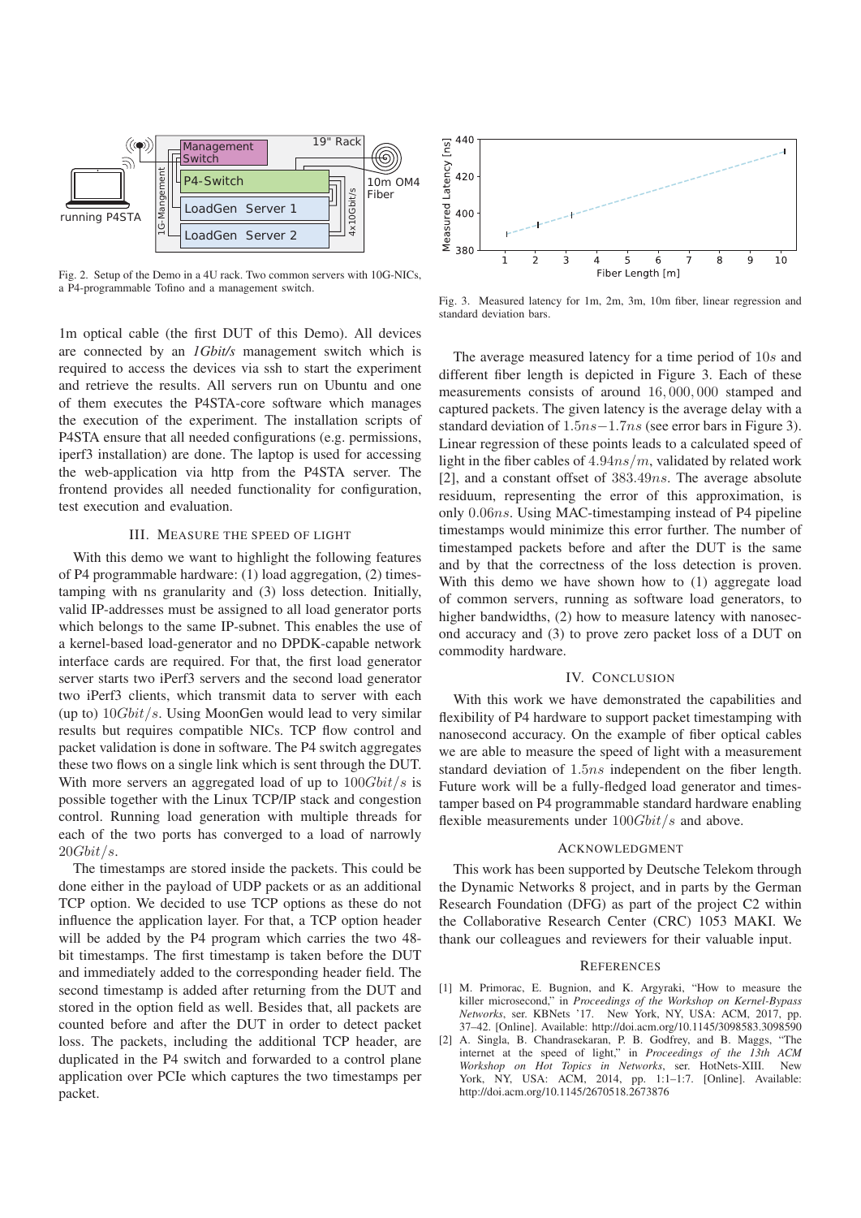19" Rack

Management Switch

P4-Switch

LoadGen Server 1

LoadGen Server 2

1G-Mangement

4x10Gbit/s

10m OM4 Fiber

running P4STA

Fig. 2. Setup of the Demo in a 4U rack. Two common servers with 10G-NICs, a P4-programmable Tofino and a management switch.

Measured Latency [ns]

440

420

400

380

Fiber Length [m]

1 2 3 4 5 6 7 8 9 10

Fig. 3. Measured latency for 1m, 2m, 3m, 10m fiber, linear regression and standard deviation bars.

1m optical cable (the first DUT of this Demo). All devices are connected by an *1Gbit/s* management switch which is required to access the devices via ssh to start the experiment and retrieve the results. All servers run on Ubuntu and one of them executes the P4STA-core software which manages the execution of the experiment. The installation scripts of P4STA ensure that all needed configurations (e.g. permissions, iperf3 installation) are done. The laptop is used for accessing the web-application via http from the P4STA server. The frontend provides all needed functionality for configuration, test execution and evaluation.

## III. Measure the Speed of Light

With this demo we want to highlight the following features of P4 programmable hardware: (1) load aggregation, (2) timestamping with ns granularity and (3) loss detection. Initially, valid IP-addresses must be assigned to all load generator ports which belongs to the same IP-subnet. This enables the use of a kernel-based load-generator and no DPDK-capable network interface cards are required. For that, the first load generator server starts two iPerf3 servers and the second load generator two iPerf3 clients, which transmit data to server with each (up to) $10Gbit/s$. Using MoonGen would lead to very similar results but requires compatible NICs. TCP flow control and packet validation is done in software. The P4 switch aggregates these two flows on a single link which is sent through the DUT. With more servers an aggregated load of up to $100Gbit/s$ is possible together with the Linux TCP/IP stack and congestion control. Running load generation with multiple threads for each of the two ports has converged to a load of narrowly $20Gbit/s$.

The timestamps are stored inside the packets. This could be done either in the payload of UDP packets or as an additional TCP option. We decided to use TCP options as these do not influence the application layer. For that, a TCP option header will be added by the P4 program which carries the two 48-bit timestamps. The first timestamp is taken before the DUT and immediately added to the corresponding header field. The second timestamp is added after returning from the DUT and stored in the option field as well. Besides that, all packets are counted before and after the DUT in order to detect packet loss. The packets, including the additional TCP header, are duplicated in the P4 switch and forwarded to a control plane application over PCIe which captures the two timestamps per packet.

The average measured latency for a time period of $10s$ and different fiber length is depicted in Figure 3. Each of these measurements consists of around $16,000,000$ stamped and captured packets. The given latency is the average delay with a standard deviation of $1.5ns-1.7ns$ (see error bars in Figure 3). Linear regression of these points leads to a calculated speed of light in the fiber cables of $4.94ns/m$, validated by related work [2], and a constant offset of $383.49ns$. The average absolute residuum, representing the error of this approximation, is only $0.06ns$. Using MAC-timestamping instead of P4 pipeline timestamps would minimize this error further. The number of timestamped packets before and after the DUT is the same and by that the correctness of the loss detection is proven. With this demo we have shown how to (1) aggregate load of common servers, running as software load generators, to higher bandwidths, (2) how to measure latency with nanosecond accuracy and (3) to prove zero packet loss of a DUT on commodity hardware.

## IV. Conclusion

With this work we have demonstrated the capabilities and flexibility of P4 hardware to support packet timestamping with nanosecond accuracy. On the example of fiber optical cables we are able to measure the speed of light with a measurement standard deviation of $1.5ns$ independent on the fiber length. Future work will be a fully-fledged load generator and timestamper based on P4 programmable standard hardware enabling flexible measurements under $100Gbit/s$ and above.

## Acknowledgment

This work has been supported by Deutsche Telekom through the Dynamic Networks 8 project, and in parts by the German Research Foundation (DFG) as part of the project C2 within the Collaborative Research Center (CRC) 1053 MAKI. We thank our colleagues and reviewers for their valuable input.

## References

[1] M. Primorac, E. Bugnion, and K. Argyraki, "How to measure the killer microsecond," in *Proceedings of the Workshop on Kernel-Bypass Networks*, ser. KBNets '17. New York, NY, USA: ACM, 2017, pp. 37–42. [Online]. Available: http://doi.acm.org/10.1145/3098583.3098590

[2] A. Singla, B. Chandrasekaran, P. B. Godfrey, and B. Maggs, "The internet at the speed of light," in *Proceedings of the 13th ACM Workshop on Hot Topics in Networks*, ser. HotNets-XIII. New York, NY, USA: ACM, 2014, pp. 1:1–1:7. [Online]. Available: http://doi.acm.org/10.1145/2670518.2673876